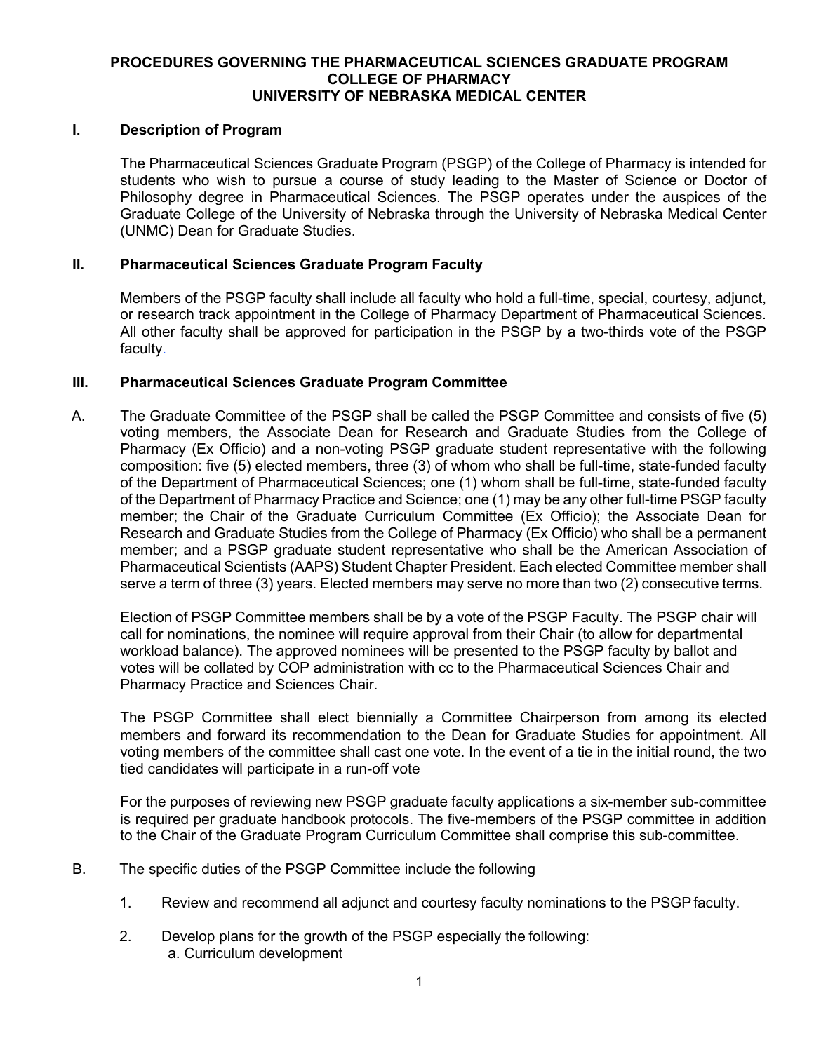# PROCEDURES GOVERNING THE PHARMACEUTICAL SCIENCES GRADUATE PROGRAM
# COLLEGE OF PHARMACY
# UNIVERSITY OF NEBRASKA MEDICAL CENTER

## I. Description of Program

The Pharmaceutical Sciences Graduate Program (PSGP) of the College of Pharmacy is intended for students who wish to pursue a course of study leading to the Master of Science or Doctor of Philosophy degree in Pharmaceutical Sciences. The PSGP operates under the auspices of the Graduate College of the University of Nebraska through the University of Nebraska Medical Center (UNMC) Dean for Graduate Studies.

## II. Pharmaceutical Sciences Graduate Program Faculty

Members of the PSGP faculty shall include all faculty who hold a full-time, special, courtesy, adjunct, or research track appointment in the College of Pharmacy Department of Pharmaceutical Sciences. All other faculty shall be approved for participation in the PSGP by a two-thirds vote of the PSGP faculty.

## III. Pharmaceutical Sciences Graduate Program Committee

A. The Graduate Committee of the PSGP shall be called the PSGP Committee and consists of five (5) voting members, the Associate Dean for Research and Graduate Studies from the College of Pharmacy (Ex Officio) and a non-voting PSGP graduate student representative with the following composition: five (5) elected members, three (3) of whom who shall be full-time, state-funded faculty of the Department of Pharmaceutical Sciences; one (1) whom shall be full-time, state-funded faculty of the Department of Pharmacy Practice and Science; one (1) may be any other full-time PSGP faculty member; the Chair of the Graduate Curriculum Committee (Ex Officio); the Associate Dean for Research and Graduate Studies from the College of Pharmacy (Ex Officio) who shall be a permanent member; and a PSGP graduate student representative who shall be the American Association of Pharmaceutical Scientists (AAPS) Student Chapter President. Each elected Committee member shall serve a term of three (3) years. Elected members may serve no more than two (2) consecutive terms.

Election of PSGP Committee members shall be by a vote of the PSGP Faculty. The PSGP chair will call for nominations, the nominee will require approval from their Chair (to allow for departmental workload balance). The approved nominees will be presented to the PSGP faculty by ballot and votes will be collated by COP administration with cc to the Pharmaceutical Sciences Chair and Pharmacy Practice and Sciences Chair.

The PSGP Committee shall elect biennially a Committee Chairperson from among its elected members and forward its recommendation to the Dean for Graduate Studies for appointment. All voting members of the committee shall cast one vote. In the event of a tie in the initial round, the two tied candidates will participate in a run-off vote

For the purposes of reviewing new PSGP graduate faculty applications a six-member sub-committee is required per graduate handbook protocols. The five-members of the PSGP committee in addition to the Chair of the Graduate Program Curriculum Committee shall comprise this sub-committee.

B. The specific duties of the PSGP Committee include the following

1. Review and recommend all adjunct and courtesy faculty nominations to the PSGP faculty.
2. Develop plans for the growth of the PSGP especially the following:
   a. Curriculum development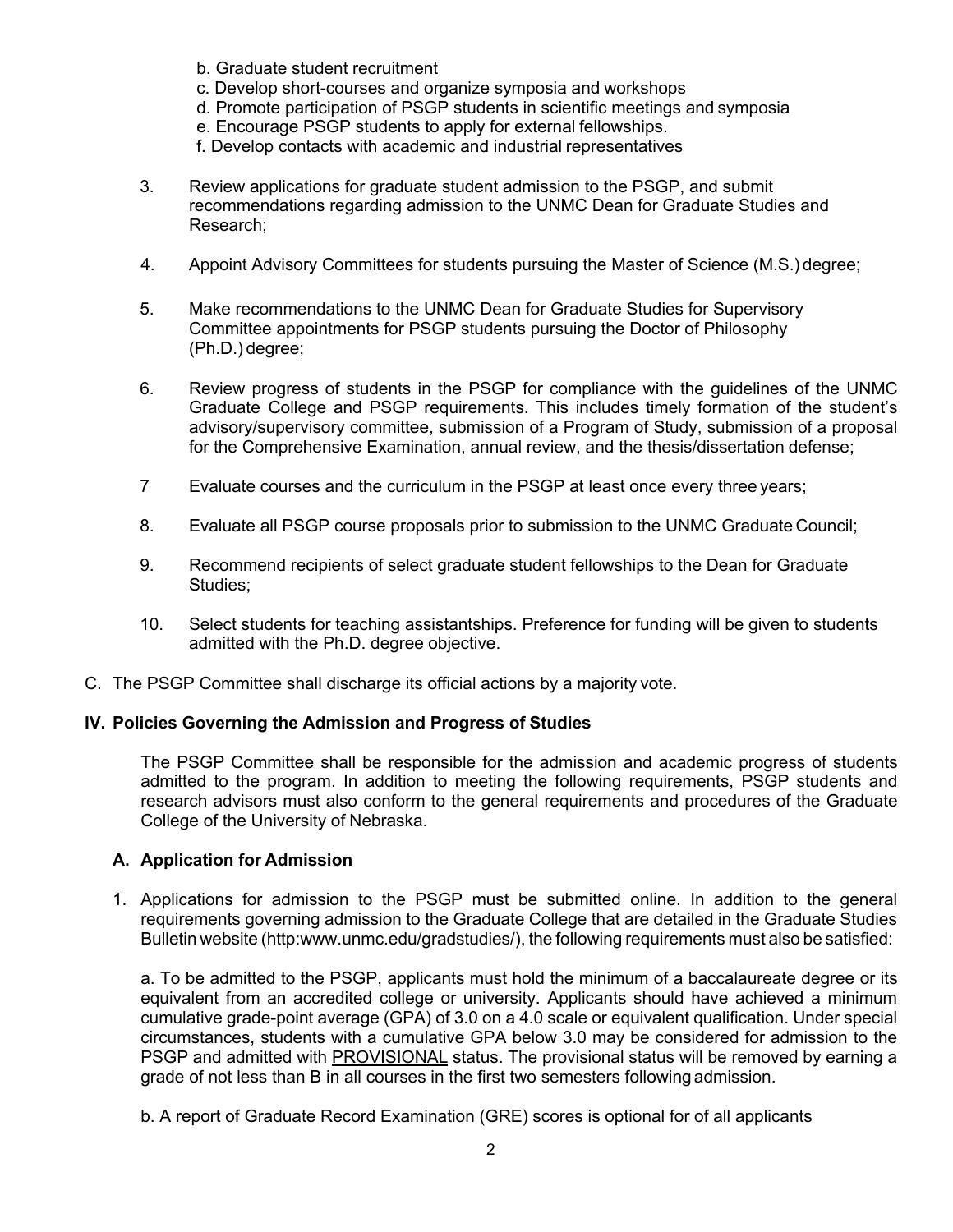b. Graduate student recruitment
c. Develop short-courses and organize symposia and workshops
d. Promote participation of PSGP students in scientific meetings and symposia
e. Encourage PSGP students to apply for external fellowships.
f. Develop contacts with academic and industrial representatives

3. Review applications for graduate student admission to the PSGP, and submit recommendations regarding admission to the UNMC Dean for Graduate Studies and Research;

4. Appoint Advisory Committees for students pursuing the Master of Science (M.S.) degree;

5. Make recommendations to the UNMC Dean for Graduate Studies for Supervisory Committee appointments for PSGP students pursuing the Doctor of Philosophy (Ph.D.) degree;

6. Review progress of students in the PSGP for compliance with the guidelines of the UNMC Graduate College and PSGP requirements. This includes timely formation of the student's advisory/supervisory committee, submission of a Program of Study, submission of a proposal for the Comprehensive Examination, annual review, and the thesis/dissertation defense;

7 Evaluate courses and the curriculum in the PSGP at least once every three years;

8. Evaluate all PSGP course proposals prior to submission to the UNMC Graduate Council;

9. Recommend recipients of select graduate student fellowships to the Dean for Graduate Studies;

10. Select students for teaching assistantships. Preference for funding will be given to students admitted with the Ph.D. degree objective.

C. The PSGP Committee shall discharge its official actions by a majority vote.

## IV. Policies Governing the Admission and Progress of Studies

The PSGP Committee shall be responsible for the admission and academic progress of students admitted to the program. In addition to meeting the following requirements, PSGP students and research advisors must also conform to the general requirements and procedures of the Graduate College of the University of Nebraska.

### A. Application for Admission

1. Applications for admission to the PSGP must be submitted online. In addition to the general requirements governing admission to the Graduate College that are detailed in the Graduate Studies Bulletin website (http:www.unmc.edu/gradstudies/), the following requirements must also be satisfied:

   a. To be admitted to the PSGP, applicants must hold the minimum of a baccalaureate degree or its equivalent from an accredited college or university. Applicants should have achieved a minimum cumulative grade-point average (GPA) of 3.0 on a 4.0 scale or equivalent qualification. Under special circumstances, students with a cumulative GPA below 3.0 may be considered for admission to the PSGP and admitted with PROVISIONAL status. The provisional status will be removed by earning a grade of not less than B in all courses in the first two semesters following admission.

   b. A report of Graduate Record Examination (GRE) scores is optional for of all applicants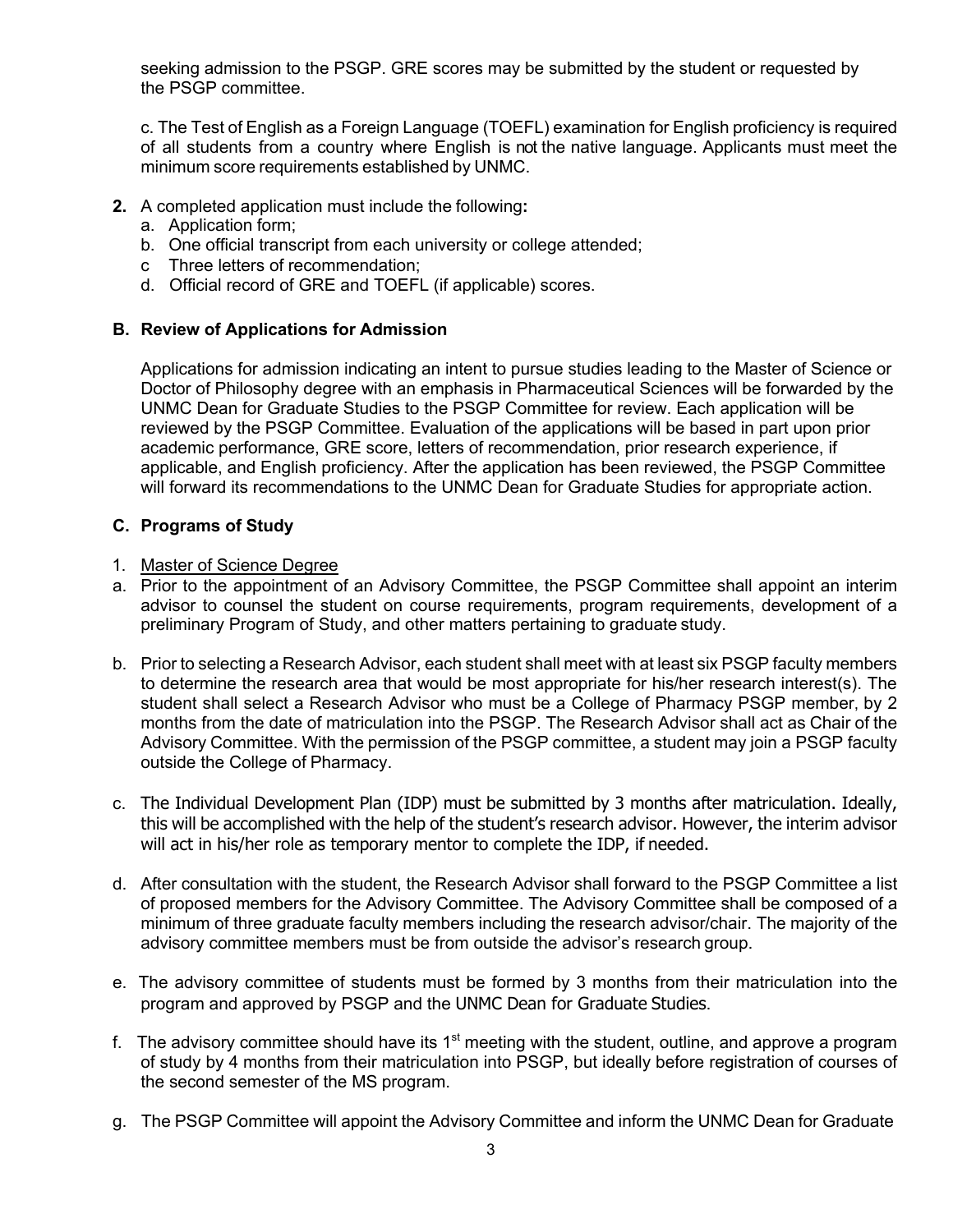seeking admission to the PSGP. GRE scores may be submitted by the student or requested by the PSGP committee.

c. The Test of English as a Foreign Language (TOEFL) examination for English proficiency is required of all students from a country where English is not the native language. Applicants must meet the minimum score requirements established by UNMC.

**2.** A completed application must include the following**:**

a. Application form;
b. One official transcript from each university or college attended;
c Three letters of recommendation;
d. Official record of GRE and TOEFL (if applicable) scores.

### B. Review of Applications for Admission

Applications for admission indicating an intent to pursue studies leading to the Master of Science or Doctor of Philosophy degree with an emphasis in Pharmaceutical Sciences will be forwarded by the UNMC Dean for Graduate Studies to the PSGP Committee for review. Each application will be reviewed by the PSGP Committee. Evaluation of the applications will be based in part upon prior academic performance, GRE score, letters of recommendation, prior research experience, if applicable, and English proficiency. After the application has been reviewed, the PSGP Committee will forward its recommendations to the UNMC Dean for Graduate Studies for appropriate action.

### C. Programs of Study

1. Master of Science Degree

a. Prior to the appointment of an Advisory Committee, the PSGP Committee shall appoint an interim advisor to counsel the student on course requirements, program requirements, development of a preliminary Program of Study, and other matters pertaining to graduate study.

b. Prior to selecting a Research Advisor, each student shall meet with at least six PSGP faculty members to determine the research area that would be most appropriate for his/her research interest(s). The student shall select a Research Advisor who must be a College of Pharmacy PSGP member, by 2 months from the date of matriculation into the PSGP. The Research Advisor shall act as Chair of the Advisory Committee. With the permission of the PSGP committee, a student may join a PSGP faculty outside the College of Pharmacy.

c. The Individual Development Plan (IDP) must be submitted by 3 months after matriculation. Ideally, this will be accomplished with the help of the student's research advisor. However, the interim advisor will act in his/her role as temporary mentor to complete the IDP, if needed.

d. After consultation with the student, the Research Advisor shall forward to the PSGP Committee a list of proposed members for the Advisory Committee. The Advisory Committee shall be composed of a minimum of three graduate faculty members including the research advisor/chair. The majority of the advisory committee members must be from outside the advisor's research group.

e. The advisory committee of students must be formed by 3 months from their matriculation into the program and approved by PSGP and the UNMC Dean for Graduate Studies.

f. The advisory committee should have its 1st meeting with the student, outline, and approve a program of study by 4 months from their matriculation into PSGP, but ideally before registration of courses of the second semester of the MS program.

g. The PSGP Committee will appoint the Advisory Committee and inform the UNMC Dean for Graduate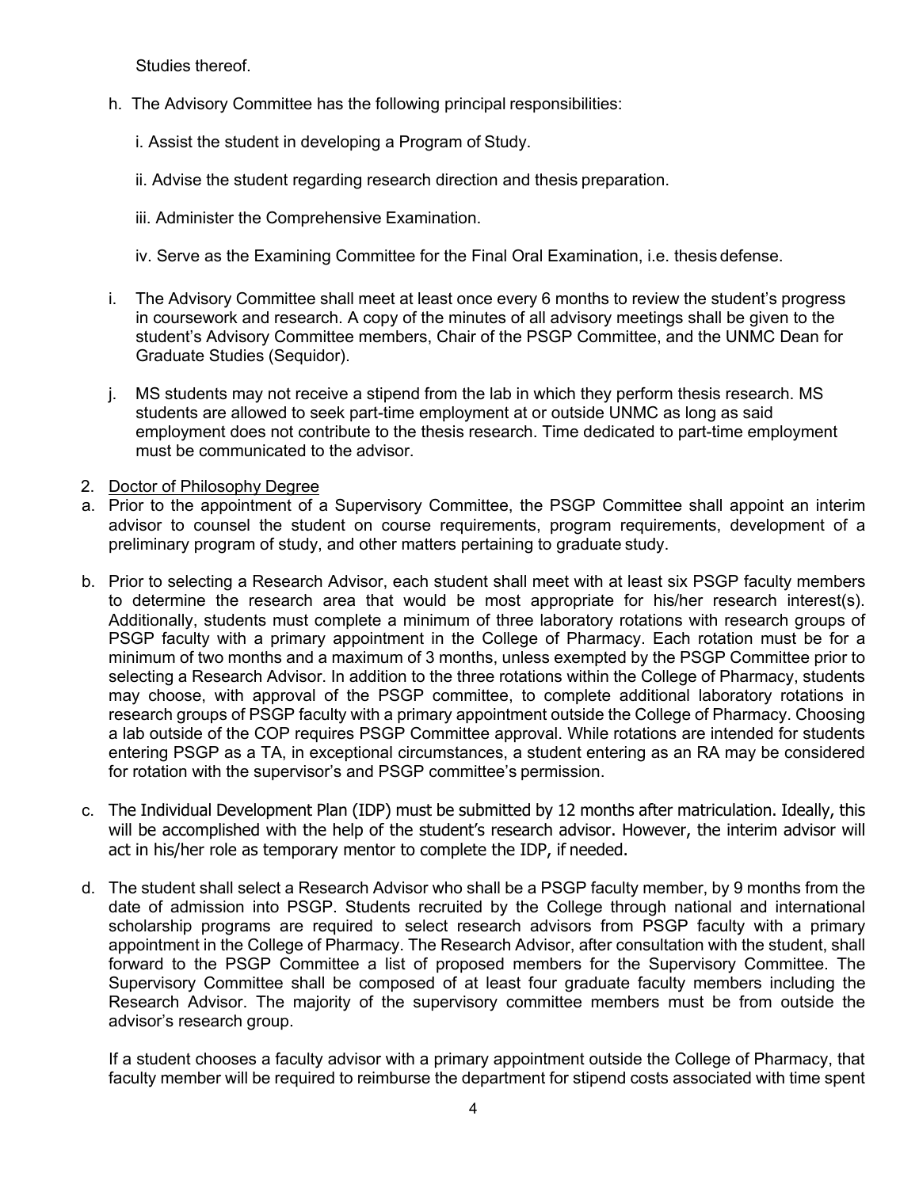Studies thereof.

h. The Advisory Committee has the following principal responsibilities:

   i. Assist the student in developing a Program of Study.

   ii. Advise the student regarding research direction and thesis preparation.

   iii. Administer the Comprehensive Examination.

   iv. Serve as the Examining Committee for the Final Oral Examination, i.e. thesis defense.

i. The Advisory Committee shall meet at least once every 6 months to review the student's progress in coursework and research. A copy of the minutes of all advisory meetings shall be given to the student's Advisory Committee members, Chair of the PSGP Committee, and the UNMC Dean for Graduate Studies (Sequidor).

j. MS students may not receive a stipend from the lab in which they perform thesis research. MS students are allowed to seek part-time employment at or outside UNMC as long as said employment does not contribute to the thesis research. Time dedicated to part-time employment must be communicated to the advisor.

2. <u>Doctor of Philosophy Degree</u>

a. Prior to the appointment of a Supervisory Committee, the PSGP Committee shall appoint an interim advisor to counsel the student on course requirements, program requirements, development of a preliminary program of study, and other matters pertaining to graduate study.

b. Prior to selecting a Research Advisor, each student shall meet with at least six PSGP faculty members to determine the research area that would be most appropriate for his/her research interest(s). Additionally, students must complete a minimum of three laboratory rotations with research groups of PSGP faculty with a primary appointment in the College of Pharmacy. Each rotation must be for a minimum of two months and a maximum of 3 months, unless exempted by the PSGP Committee prior to selecting a Research Advisor. In addition to the three rotations within the College of Pharmacy, students may choose, with approval of the PSGP committee, to complete additional laboratory rotations in research groups of PSGP faculty with a primary appointment outside the College of Pharmacy. Choosing a lab outside of the COP requires PSGP Committee approval. While rotations are intended for students entering PSGP as a TA, in exceptional circumstances, a student entering as an RA may be considered for rotation with the supervisor's and PSGP committee's permission.

c. The Individual Development Plan (IDP) must be submitted by 12 months after matriculation. Ideally, this will be accomplished with the help of the student's research advisor. However, the interim advisor will act in his/her role as temporary mentor to complete the IDP, if needed.

d. The student shall select a Research Advisor who shall be a PSGP faculty member, by 9 months from the date of admission into PSGP. Students recruited by the College through national and international scholarship programs are required to select research advisors from PSGP faculty with a primary appointment in the College of Pharmacy. The Research Advisor, after consultation with the student, shall forward to the PSGP Committee a list of proposed members for the Supervisory Committee. The Supervisory Committee shall be composed of at least four graduate faculty members including the Research Advisor. The majority of the supervisory committee members must be from outside the advisor's research group.

   If a student chooses a faculty advisor with a primary appointment outside the College of Pharmacy, that faculty member will be required to reimburse the department for stipend costs associated with time spent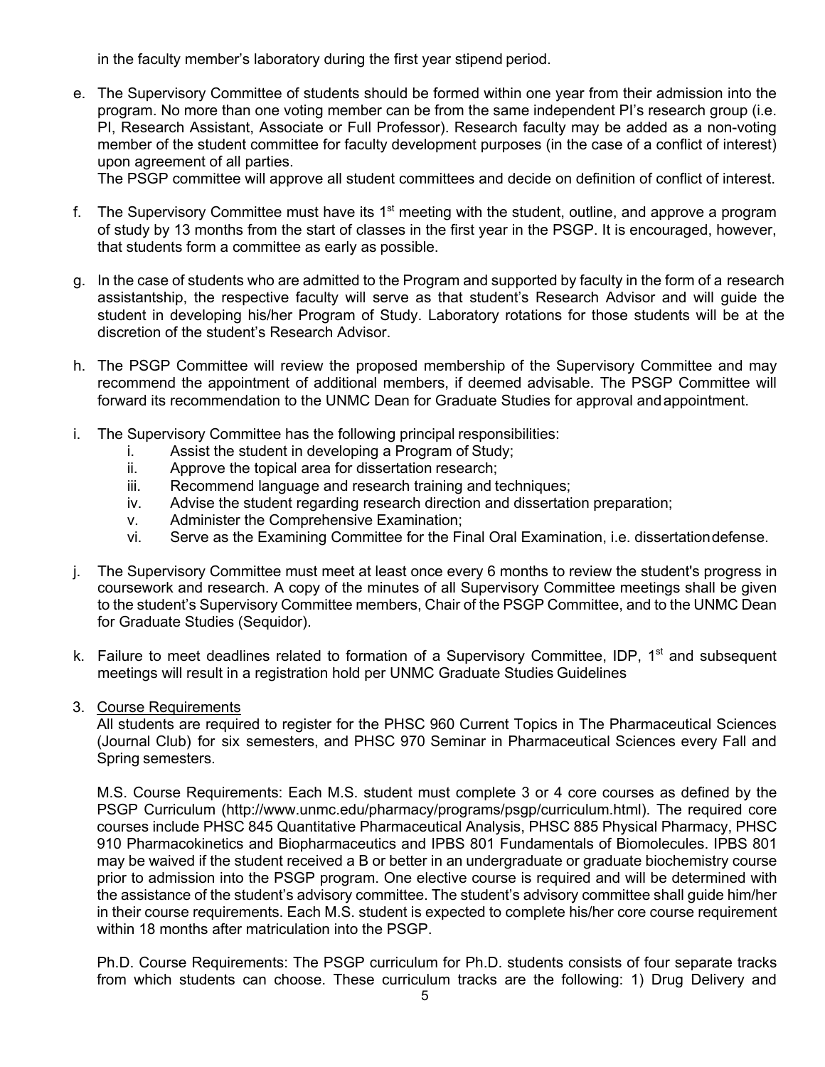in the faculty member's laboratory during the first year stipend period.

e. The Supervisory Committee of students should be formed within one year from their admission into the program. No more than one voting member can be from the same independent PI's research group (i.e. PI, Research Assistant, Associate or Full Professor). Research faculty may be added as a non-voting member of the student committee for faculty development purposes (in the case of a conflict of interest) upon agreement of all parties.
   The PSGP committee will approve all student committees and decide on definition of conflict of interest.

f. The Supervisory Committee must have its 1st meeting with the student, outline, and approve a program of study by 13 months from the start of classes in the first year in the PSGP. It is encouraged, however, that students form a committee as early as possible.

g. In the case of students who are admitted to the Program and supported by faculty in the form of a research assistantship, the respective faculty will serve as that student's Research Advisor and will guide the student in developing his/her Program of Study. Laboratory rotations for those students will be at the discretion of the student's Research Advisor.

h. The PSGP Committee will review the proposed membership of the Supervisory Committee and may recommend the appointment of additional members, if deemed advisable. The PSGP Committee will forward its recommendation to the UNMC Dean for Graduate Studies for approval and appointment.

i. The Supervisory Committee has the following principal responsibilities:
   i. Assist the student in developing a Program of Study;
   ii. Approve the topical area for dissertation research;
   iii. Recommend language and research training and techniques;
   iv. Advise the student regarding research direction and dissertation preparation;
   v. Administer the Comprehensive Examination;
   vi. Serve as the Examining Committee for the Final Oral Examination, i.e. dissertation defense.

j. The Supervisory Committee must meet at least once every 6 months to review the student's progress in coursework and research. A copy of the minutes of all Supervisory Committee meetings shall be given to the student's Supervisory Committee members, Chair of the PSGP Committee, and to the UNMC Dean for Graduate Studies (Sequidor).

k. Failure to meet deadlines related to formation of a Supervisory Committee, IDP, 1st and subsequent meetings will result in a registration hold per UNMC Graduate Studies Guidelines

3. Course Requirements

All students are required to register for the PHSC 960 Current Topics in The Pharmaceutical Sciences (Journal Club) for six semesters, and PHSC 970 Seminar in Pharmaceutical Sciences every Fall and Spring semesters.

M.S. Course Requirements: Each M.S. student must complete 3 or 4 core courses as defined by the PSGP Curriculum (http://www.unmc.edu/pharmacy/programs/psgp/curriculum.html). The required core courses include PHSC 845 Quantitative Pharmaceutical Analysis, PHSC 885 Physical Pharmacy, PHSC 910 Pharmacokinetics and Biopharmaceutics and IPBS 801 Fundamentals of Biomolecules. IPBS 801 may be waived if the student received a B or better in an undergraduate or graduate biochemistry course prior to admission into the PSGP program. One elective course is required and will be determined with the assistance of the student's advisory committee. The student's advisory committee shall guide him/her in their course requirements. Each M.S. student is expected to complete his/her core course requirement within 18 months after matriculation into the PSGP.

Ph.D. Course Requirements: The PSGP curriculum for Ph.D. students consists of four separate tracks from which students can choose. These curriculum tracks are the following: 1) Drug Delivery and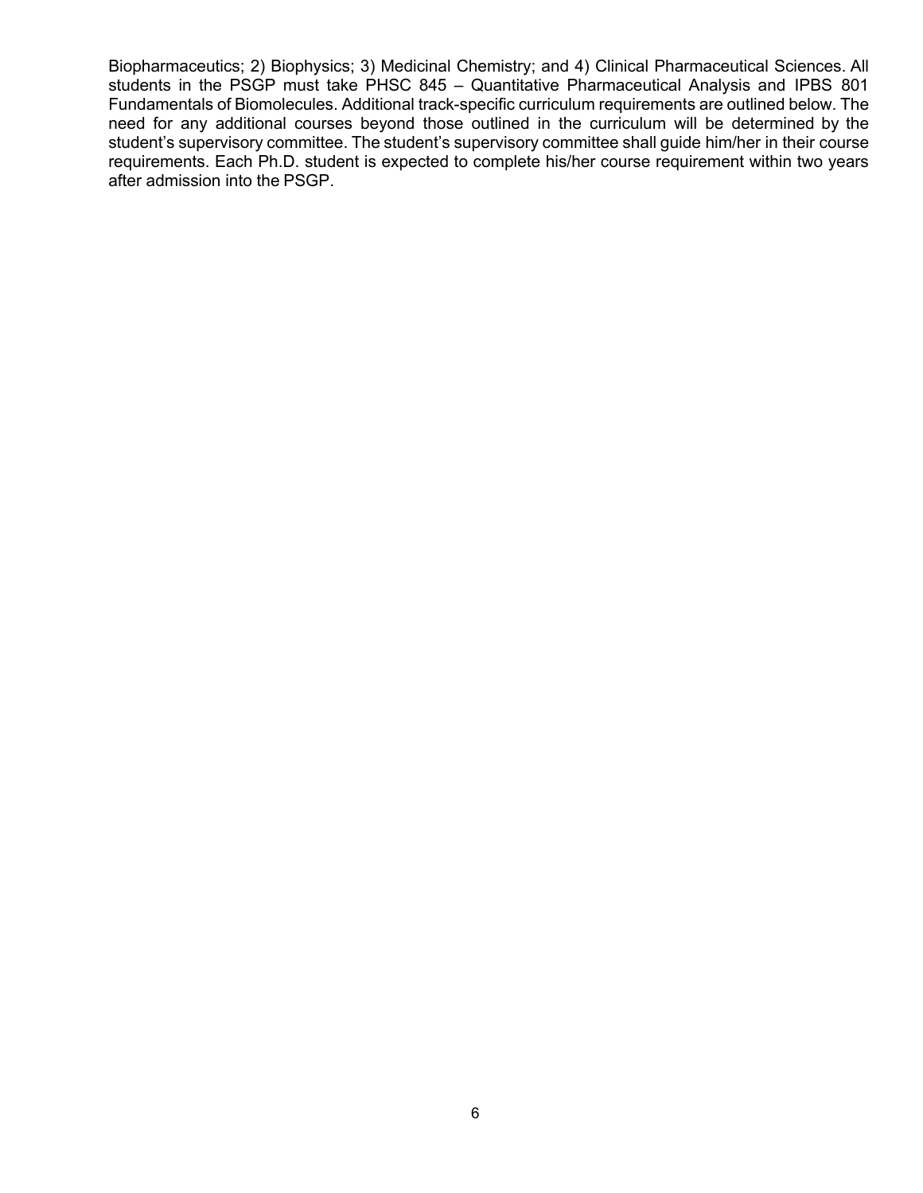Biopharmaceutics; 2) Biophysics; 3) Medicinal Chemistry; and 4) Clinical Pharmaceutical Sciences. All students in the PSGP must take PHSC 845 – Quantitative Pharmaceutical Analysis and IPBS 801 Fundamentals of Biomolecules. Additional track-specific curriculum requirements are outlined below. The need for any additional courses beyond those outlined in the curriculum will be determined by the student's supervisory committee. The student's supervisory committee shall guide him/her in their course requirements. Each Ph.D. student is expected to complete his/her course requirement within two years after admission into the PSGP.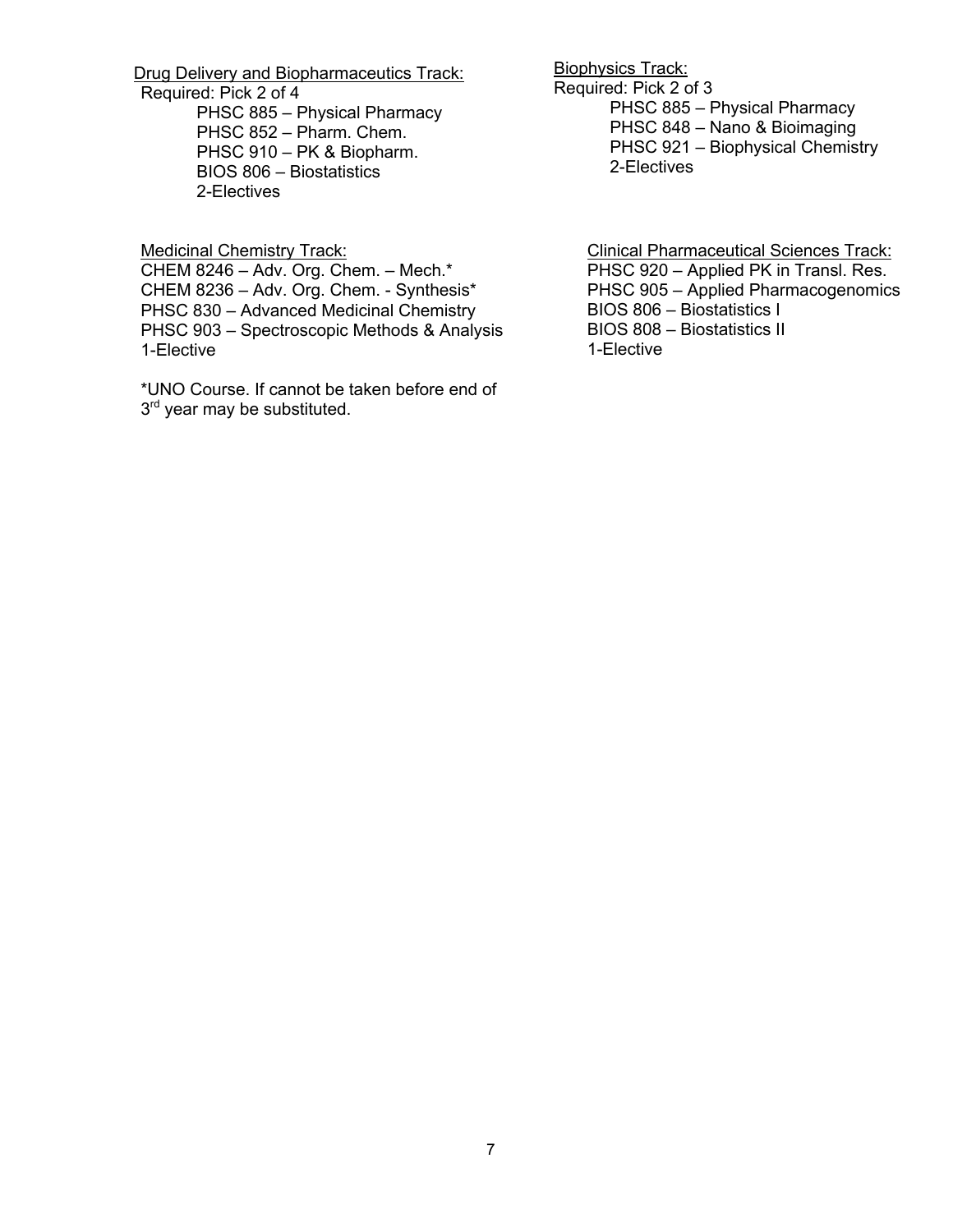<u>Drug Delivery and Biopharmaceutics Track:</u>

Required: Pick 2 of 4

- PHSC 885 – Physical Pharmacy
- PHSC 852 – Pharm. Chem.
- PHSC 910 – PK & Biopharm.
- BIOS 806 – Biostatistics
- 2-Electives

<u>Medicinal Chemistry Track:</u>

CHEM 8246 – Adv. Org. Chem. – Mech.*
CHEM 8236 – Adv. Org. Chem. - Synthesis*
PHSC 830 – Advanced Medicinal Chemistry
PHSC 903 – Spectroscopic Methods & Analysis
1-Elective

*UNO Course. If cannot be taken before end of 3rd year may be substituted.

<u>Biophysics Track:</u>

Required: Pick 2 of 3

- PHSC 885 – Physical Pharmacy
- PHSC 848 – Nano & Bioimaging
- PHSC 921 – Biophysical Chemistry
- 2-Electives

<u>Clinical Pharmaceutical Sciences Track:</u>

PHSC 920 – Applied PK in Transl. Res.
PHSC 905 – Applied Pharmacogenomics
BIOS 806 – Biostatistics I
BIOS 808 – Biostatistics II
1-Elective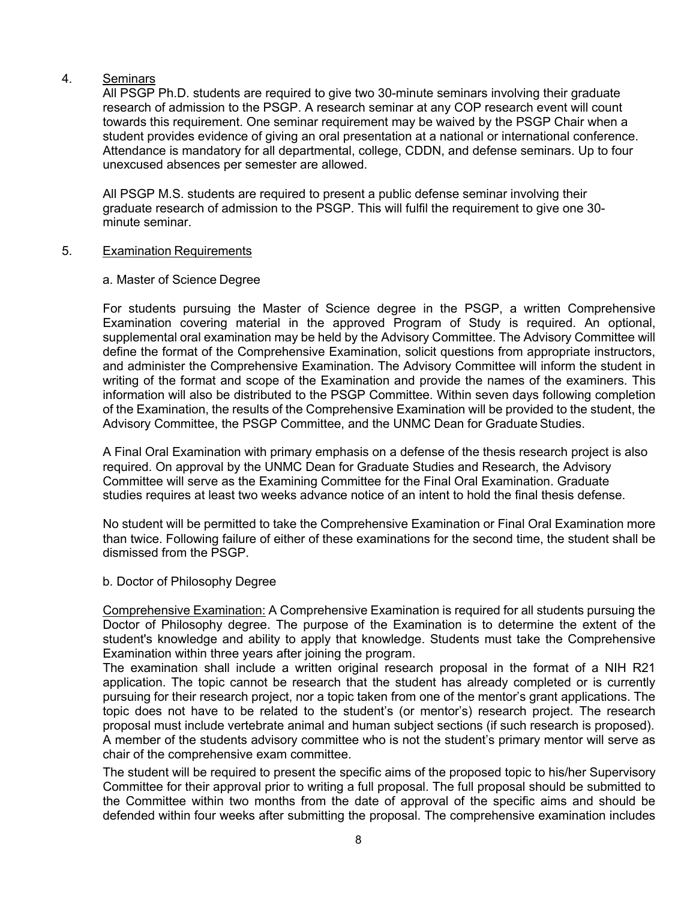4. <u>Seminars</u>

All PSGP Ph.D. students are required to give two 30-minute seminars involving their graduate research of admission to the PSGP. A research seminar at any COP research event will count towards this requirement. One seminar requirement may be waived by the PSGP Chair when a student provides evidence of giving an oral presentation at a national or international conference. Attendance is mandatory for all departmental, college, CDDN, and defense seminars. Up to four unexcused absences per semester are allowed.

All PSGP M.S. students are required to present a public defense seminar involving their graduate research of admission to the PSGP. This will fulfil the requirement to give one 30-minute seminar.

5. <u>Examination Requirements</u>

a. Master of Science Degree

For students pursuing the Master of Science degree in the PSGP, a written Comprehensive Examination covering material in the approved Program of Study is required. An optional, supplemental oral examination may be held by the Advisory Committee. The Advisory Committee will define the format of the Comprehensive Examination, solicit questions from appropriate instructors, and administer the Comprehensive Examination. The Advisory Committee will inform the student in writing of the format and scope of the Examination and provide the names of the examiners. This information will also be distributed to the PSGP Committee. Within seven days following completion of the Examination, the results of the Comprehensive Examination will be provided to the student, the Advisory Committee, the PSGP Committee, and the UNMC Dean for Graduate Studies.

A Final Oral Examination with primary emphasis on a defense of the thesis research project is also required. On approval by the UNMC Dean for Graduate Studies and Research, the Advisory Committee will serve as the Examining Committee for the Final Oral Examination. Graduate studies requires at least two weeks advance notice of an intent to hold the final thesis defense.

No student will be permitted to take the Comprehensive Examination or Final Oral Examination more than twice. Following failure of either of these examinations for the second time, the student shall be dismissed from the PSGP.

b. Doctor of Philosophy Degree

<u>Comprehensive Examination:</u> A Comprehensive Examination is required for all students pursuing the Doctor of Philosophy degree. The purpose of the Examination is to determine the extent of the student's knowledge and ability to apply that knowledge. Students must take the Comprehensive Examination within three years after joining the program.
The examination shall include a written original research proposal in the format of a NIH R21 application. The topic cannot be research that the student has already completed or is currently pursuing for their research project, nor a topic taken from one of the mentor's grant applications. The topic does not have to be related to the student's (or mentor's) research project. The research proposal must include vertebrate animal and human subject sections (if such research is proposed). A member of the students advisory committee who is not the student's primary mentor will serve as chair of the comprehensive exam committee.

The student will be required to present the specific aims of the proposed topic to his/her Supervisory Committee for their approval prior to writing a full proposal. The full proposal should be submitted to the Committee within two months from the date of approval of the specific aims and should be defended within four weeks after submitting the proposal. The comprehensive examination includes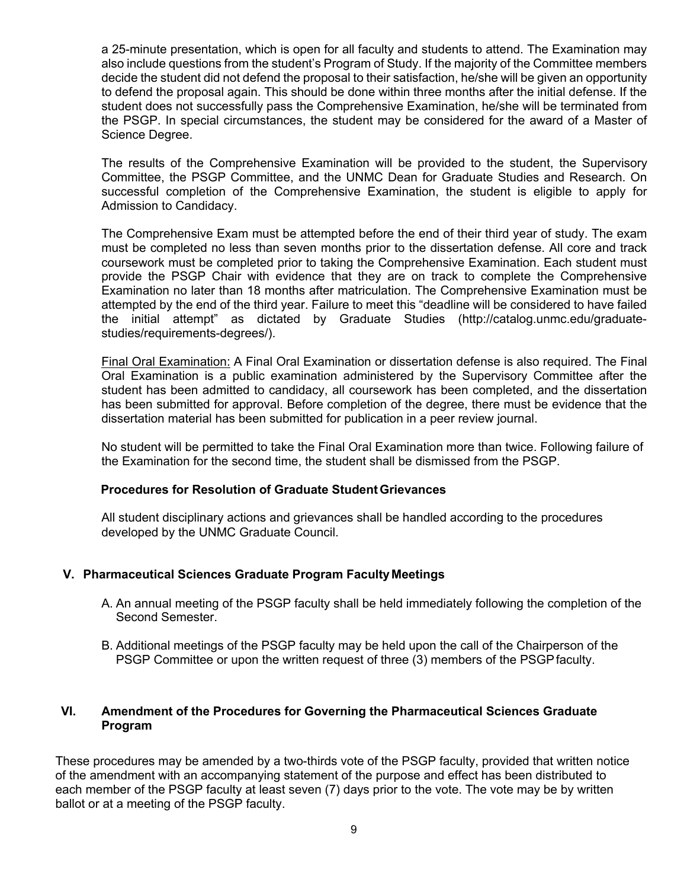a 25-minute presentation, which is open for all faculty and students to attend. The Examination may also include questions from the student's Program of Study. If the majority of the Committee members decide the student did not defend the proposal to their satisfaction, he/she will be given an opportunity to defend the proposal again. This should be done within three months after the initial defense. If the student does not successfully pass the Comprehensive Examination, he/she will be terminated from the PSGP. In special circumstances, the student may be considered for the award of a Master of Science Degree.

The results of the Comprehensive Examination will be provided to the student, the Supervisory Committee, the PSGP Committee, and the UNMC Dean for Graduate Studies and Research. On successful completion of the Comprehensive Examination, the student is eligible to apply for Admission to Candidacy.

The Comprehensive Exam must be attempted before the end of their third year of study. The exam must be completed no less than seven months prior to the dissertation defense. All core and track coursework must be completed prior to taking the Comprehensive Examination. Each student must provide the PSGP Chair with evidence that they are on track to complete the Comprehensive Examination no later than 18 months after matriculation. The Comprehensive Examination must be attempted by the end of the third year. Failure to meet this "deadline will be considered to have failed the initial attempt" as dictated by Graduate Studies (http://catalog.unmc.edu/graduate-studies/requirements-degrees/).

Final Oral Examination: A Final Oral Examination or dissertation defense is also required. The Final Oral Examination is a public examination administered by the Supervisory Committee after the student has been admitted to candidacy, all coursework has been completed, and the dissertation has been submitted for approval. Before completion of the degree, there must be evidence that the dissertation material has been submitted for publication in a peer review journal.

No student will be permitted to take the Final Oral Examination more than twice. Following failure of the Examination for the second time, the student shall be dismissed from the PSGP.

**Procedures for Resolution of Graduate Student Grievances**

All student disciplinary actions and grievances shall be handled according to the procedures developed by the UNMC Graduate Council.

## V. Pharmaceutical Sciences Graduate Program Faculty Meetings

A. An annual meeting of the PSGP faculty shall be held immediately following the completion of the Second Semester.

B. Additional meetings of the PSGP faculty may be held upon the call of the Chairperson of the PSGP Committee or upon the written request of three (3) members of the PSGP faculty.

## VI. Amendment of the Procedures for Governing the Pharmaceutical Sciences Graduate Program

These procedures may be amended by a two-thirds vote of the PSGP faculty, provided that written notice of the amendment with an accompanying statement of the purpose and effect has been distributed to each member of the PSGP faculty at least seven (7) days prior to the vote. The vote may be by written ballot or at a meeting of the PSGP faculty.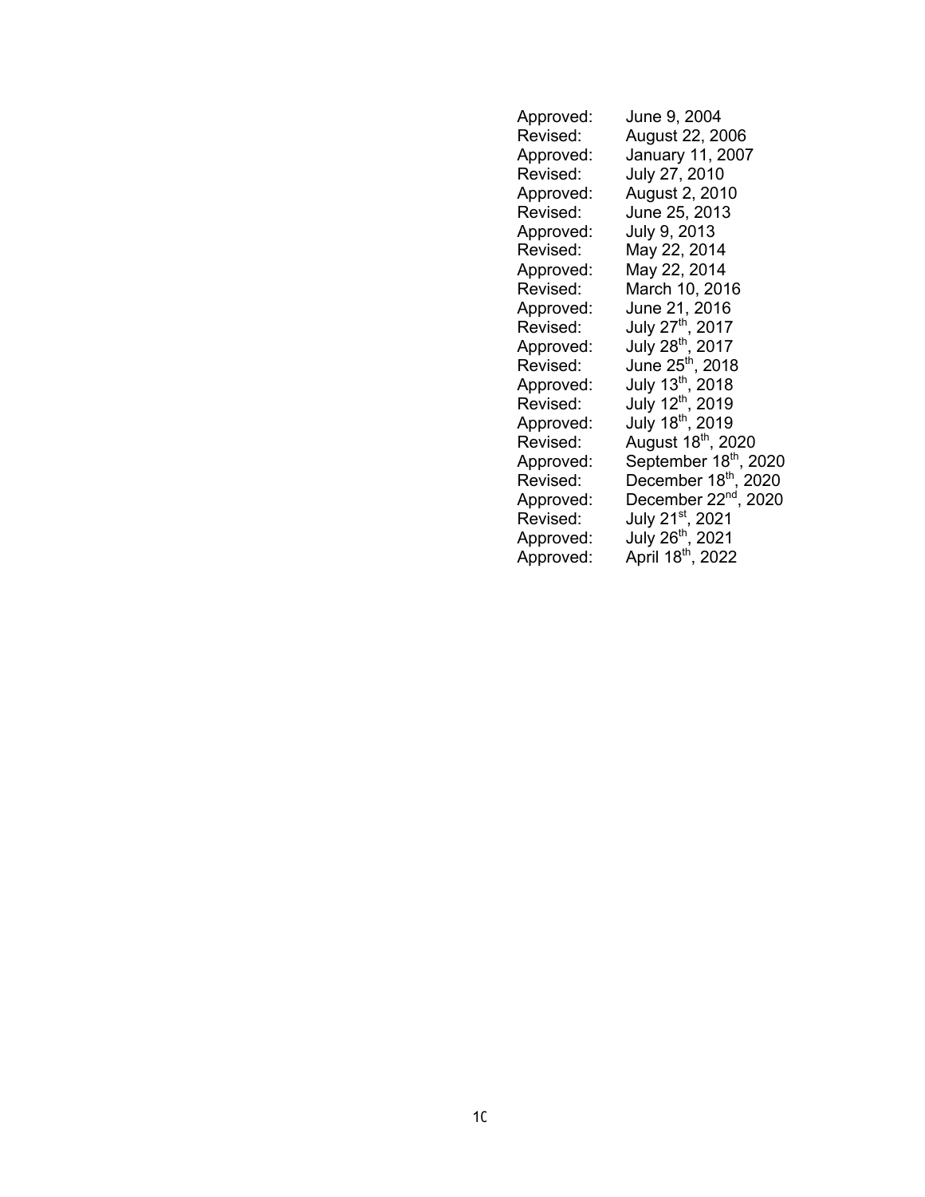| | |
|---|---|
| Approved: | June 9, 2004 |
| Revised: | August 22, 2006 |
| Approved: | January 11, 2007 |
| Revised: | July 27, 2010 |
| Approved: | August 2, 2010 |
| Revised: | June 25, 2013 |
| Approved: | July 9, 2013 |
| Revised: | May 22, 2014 |
| Approved: | May 22, 2014 |
| Revised: | March 10, 2016 |
| Approved: | June 21, 2016 |
| Revised: | July 27th, 2017 |
| Approved: | July 28th, 2017 |
| Revised: | June 25th, 2018 |
| Approved: | July 13th, 2018 |
| Revised: | July 12th, 2019 |
| Approved: | July 18th, 2019 |
| Revised: | August 18th, 2020 |
| Approved: | September 18th, 2020 |
| Revised: | December 18th, 2020 |
| Approved: | December 22nd, 2020 |
| Revised: | July 21st, 2021 |
| Approved: | July 26th, 2021 |
| Approved: | April 18th, 2022 |